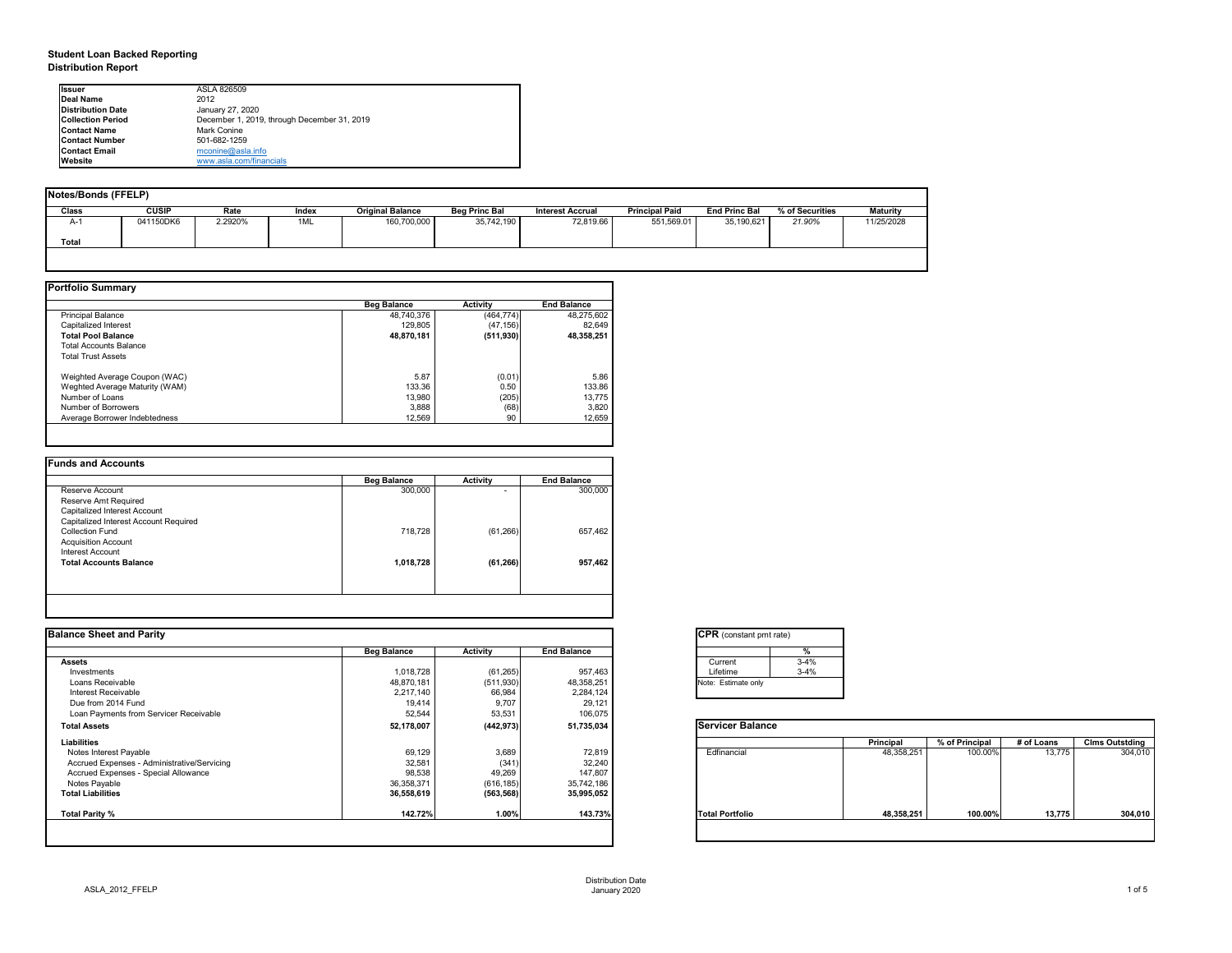**Student Loan Backed Reporting**
**Distribution Report**

| | |
|---|---|
| **Issuer** | ASLA 826509 |
| **Deal Name** | 2012 |
| **Distribution Date** | January 27, 2020 |
| **Collection Period** | December 1, 2019, through December 31, 2019 |
| **Contact Name** | Mark Conine |
| **Contact Number** | 501-682-1259 |
| **Contact Email** | mconine@asla.info |
| **Website** | www.asla.com/financials |

**Notes/Bonds (FFELP)**

| Class | CUSIP | Rate | Index | Original Balance | Beg Princ Bal | Interest Accrual | Principal Paid | End Princ Bal | % of Securities | Maturity |
|---|---|---|---|---|---|---|---|---|---|---|
| A-1 | 041150DK6 | 2.2920% | 1ML | 160,700,000 | 35,742,190 | 72,819.66 | 551,569.01 | 35,190,621 | *21.90%* | 11/25/2028 |
| **Total** | | | | | | | | | | |

**Portfolio Summary**

| | Beg Balance | Activity | End Balance |
|---|---|---|---|
| Principal Balance | 48,740,376 | (464,774) | 48,275,602 |
| Capitalized Interest | 129,805 | (47,156) | 82,649 |
| **Total Pool Balance** | **48,870,181** | **(511,930)** | **48,358,251** |
| Total Accounts Balance | | | |
| Total Trust Assets | | | |
| Weighted Average Coupon (WAC) | 5.87 | (0.01) | 5.86 |
| Weghted Average Maturity (WAM) | 133.36 | 0.50 | 133.86 |
| Number of Loans | 13,980 | (205) | 13,775 |
| Number of Borrowers | 3,888 | (68) | 3,820 |
| Average Borrower Indebtedness | 12,569 | 90 | 12,659 |

**Funds and Accounts**

| | Beg Balance | Activity | End Balance |
|---|---|---|---|
| Reserve Account | 300,000 | - | 300,000 |
| Reserve Amt Required | | | |
| Capitalized Interest Account | | | |
| Capitalized Interest Account Required | | | |
| Collection Fund | 718,728 | (61,266) | 657,462 |
| Acquisition Account | | | |
| Interest Account | | | |
| **Total Accounts Balance** | **1,018,728** | **(61,266)** | **957,462** |

**Balance Sheet and Parity**

| | Beg Balance | Activity | End Balance |
|---|---|---|---|
| **Assets** | | | |
| Investments | 1,018,728 | (61,265) | 957,463 |
| Loans Receivable | 48,870,181 | (511,930) | 48,358,251 |
| Interest Receivable | 2,217,140 | 66,984 | 2,284,124 |
| Due from 2014 Fund | 19,414 | 9,707 | 29,121 |
| Loan Payments from Servicer Receivable | 52,544 | 53,531 | 106,075 |
| **Total Assets** | **52,178,007** | **(442,973)** | **51,735,034** |
| **Liabilities** | | | |
| Notes Interest Payable | 69,129 | 3,689 | 72,819 |
| Accrued Expenses - Administrative/Servicing | 32,581 | (341) | 32,240 |
| Accrued Expenses - Special Allowance | 98,538 | 49,269 | 147,807 |
| Notes Payable | 36,358,371 | (616,185) | 35,742,186 |
| **Total Liabilities** | **36,558,619** | **(563,568)** | **35,995,052** |
| **Total Parity %** | **142.72%** | **1.00%** | **143.73%** |

**CPR** (constant pmt rate)

| | % |
|---|---|
| Current | 3-4% |
| Lifetime | 3-4% |

Note: Estimate only

**Servicer Balance**

| | Principal | % of Principal | # of Loans | Clms Outstding |
|---|---|---|---|---|
| Edfinancial | 48,358,251 | 100.00% | 13,775 | 304,010 |
| **Total Portfolio** | **48,358,251** | **100.00%** | **13,775** | **304,010** |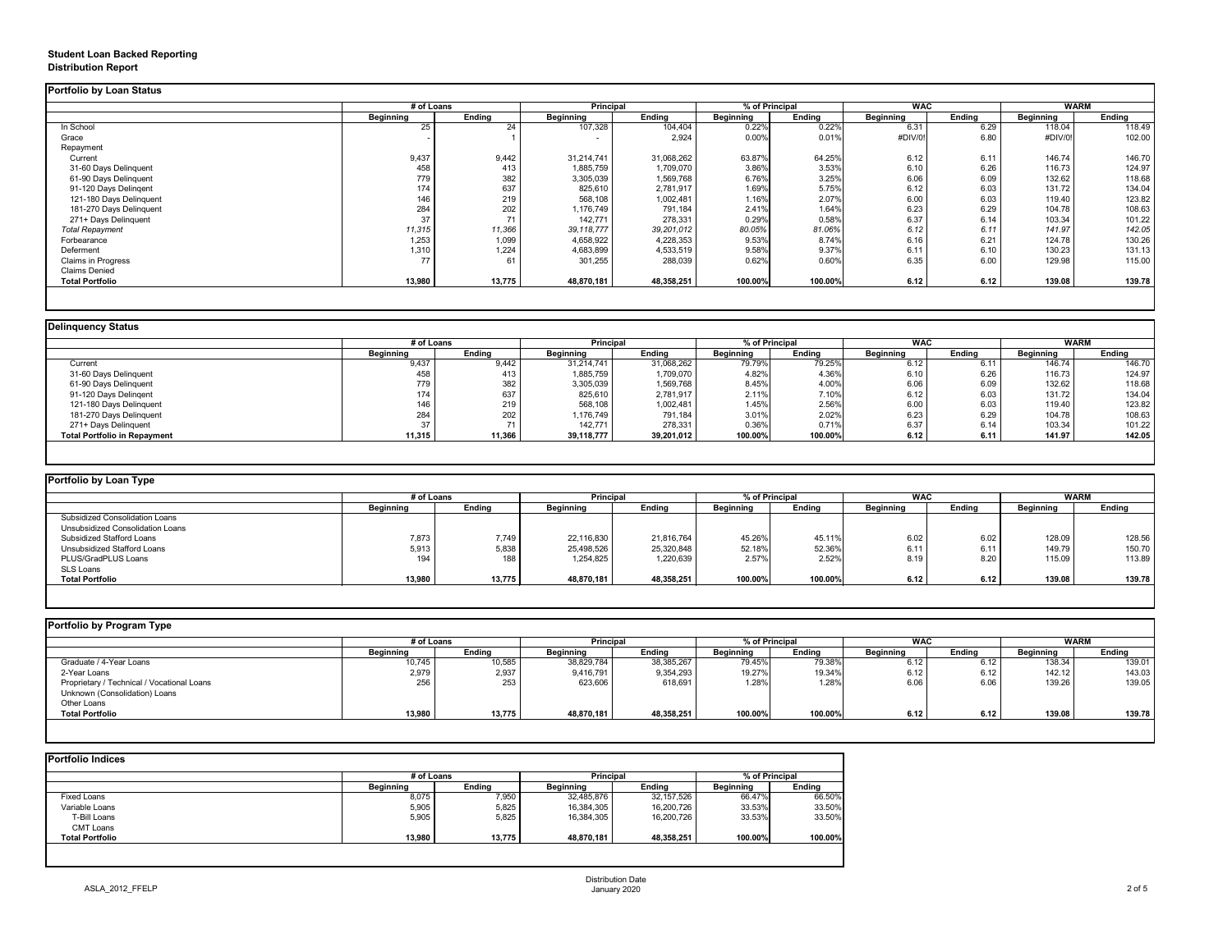**Student Loan Backed Reporting**
**Distribution Report**

## Portfolio by Loan Status

| | # of Loans | | Principal | | % of Principal | | WAC | | WARM | |
|---|---|---|---|---|---|---|---|---|---|---|
| | Beginning | Ending | Beginning | Ending | Beginning | Ending | Beginning | Ending | Beginning | Ending |
| In School | 25 | 24 | 107,328 | 104,404 | 0.22% | 0.22% | 6.31 | 6.29 | 118.04 | 118.49 |
| Grace | - | 1 | - | 2,924 | 0.00% | 0.01% | #DIV/0! | 6.80 | #DIV/0! | 102.00 |
| Repayment | | | | | | | | | | |
| Current | 9,437 | 9,442 | 31,214,741 | 31,068,262 | 63.87% | 64.25% | 6.12 | 6.11 | 146.74 | 146.70 |
| 31-60 Days Delinquent | 458 | 413 | 1,885,759 | 1,709,070 | 3.86% | 3.53% | 6.10 | 6.26 | 116.73 | 124.97 |
| 61-90 Days Delinquent | 779 | 382 | 3,305,039 | 1,569,768 | 6.76% | 3.25% | 6.06 | 6.09 | 132.62 | 118.68 |
| 91-120 Days Delingent | 174 | 637 | 825,610 | 2,781,917 | 1.69% | 5.75% | 6.12 | 6.03 | 131.72 | 134.04 |
| 121-180 Days Delinquent | 146 | 219 | 568,108 | 1,002,481 | 1.16% | 2.07% | 6.00 | 6.03 | 119.40 | 123.82 |
| 181-270 Days Delinquent | 284 | 202 | 1,176,749 | 791,184 | 2.41% | 1.64% | 6.23 | 6.29 | 104.78 | 108.63 |
| 271+ Days Delinquent | 37 | 71 | 142,771 | 278,331 | 0.29% | 0.58% | 6.37 | 6.14 | 103.34 | 101.22 |
| *Total Repayment* | *11,315* | *11,366* | *39,118,777* | *39,201,012* | *80.05%* | *81.06%* | *6.12* | *6.11* | *141.97* | *142.05* |
| Forbearance | 1,253 | 1,099 | 4,658,922 | 4,228,353 | 9.53% | 8.74% | 6.16 | 6.21 | 124.78 | 130.26 |
| Deferment | 1,310 | 1,224 | 4,683,899 | 4,533,519 | 9.58% | 9.37% | 6.11 | 6.10 | 130.23 | 131.13 |
| Claims in Progress | 77 | 61 | 301,255 | 288,039 | 0.62% | 0.60% | 6.35 | 6.00 | 129.98 | 115.00 |
| Claims Denied | | | | | | | | | | |
| **Total Portfolio** | **13,980** | **13,775** | **48,870,181** | **48,358,251** | **100.00%** | **100.00%** | **6.12** | **6.12** | **139.08** | **139.78** |

## Delinquency Status

| | # of Loans | | Principal | | % of Principal | | WAC | | WARM | |
|---|---|---|---|---|---|---|---|---|---|---|
| | Beginning | Ending | Beginning | Ending | Beginning | Ending | Beginning | Ending | Beginning | Ending |
| Current | 9,437 | 9,442 | 31,214,741 | 31,068,262 | 79.79% | 79.25% | 6.12 | 6.11 | 146.74 | 146.70 |
| 31-60 Days Delinquent | 458 | 413 | 1,885,759 | 1,709,070 | 4.82% | 4.36% | 6.10 | 6.26 | 116.73 | 124.97 |
| 61-90 Days Delinquent | 779 | 382 | 3,305,039 | 1,569,768 | 8.45% | 4.00% | 6.06 | 6.09 | 132.62 | 118.68 |
| 91-120 Days Delingent | 174 | 637 | 825,610 | 2,781,917 | 2.11% | 7.10% | 6.12 | 6.03 | 131.72 | 134.04 |
| 121-180 Days Delinquent | 146 | 219 | 568,108 | 1,002,481 | 1.45% | 2.56% | 6.00 | 6.03 | 119.40 | 123.82 |
| 181-270 Days Delinquent | 284 | 202 | 1,176,749 | 791,184 | 3.01% | 2.02% | 6.23 | 6.29 | 104.78 | 108.63 |
| 271+ Days Delinquent | 37 | 71 | 142,771 | 278,331 | 0.36% | 0.71% | 6.37 | 6.14 | 103.34 | 101.22 |
| **Total Portfolio in Repayment** | **11,315** | **11,366** | **39,118,777** | **39,201,012** | **100.00%** | **100.00%** | **6.12** | **6.11** | **141.97** | **142.05** |

## Portfolio by Loan Type

| | # of Loans | | Principal | | % of Principal | | WAC | | WARM | |
|---|---|---|---|---|---|---|---|---|---|---|
| | Beginning | Ending | Beginning | Ending | Beginning | Ending | Beginning | Ending | Beginning | Ending |
| Subsidized Consolidation Loans | | | | | | | | | | |
| Unsubsidized Consolidation Loans | | | | | | | | | | |
| Subsidized Stafford Loans | 7,873 | 7,749 | 22,116,830 | 21,816,764 | 45.26% | 45.11% | 6.02 | 6.02 | 128.09 | 128.56 |
| Unsubsidized Stafford Loans | 5,913 | 5,838 | 25,498,526 | 25,320,848 | 52.18% | 52.36% | 6.11 | 6.11 | 149.79 | 150.70 |
| PLUS/GradPLUS Loans | 194 | 188 | 1,254,825 | 1,220,639 | 2.57% | 2.52% | 8.19 | 8.20 | 115.09 | 113.89 |
| SLS Loans | | | | | | | | | | |
| **Total Portfolio** | **13,980** | **13,775** | **48,870,181** | **48,358,251** | **100.00%** | **100.00%** | **6.12** | **6.12** | **139.08** | **139.78** |

## Portfolio by Program Type

| | # of Loans | | Principal | | % of Principal | | WAC | | WARM | |
|---|---|---|---|---|---|---|---|---|---|---|
| | Beginning | Ending | Beginning | Ending | Beginning | Ending | Beginning | Ending | Beginning | Ending |
| Graduate / 4-Year Loans | 10,745 | 10,585 | 38,829,784 | 38,385,267 | 79.45% | 79.38% | 6.12 | 6.12 | 138.34 | 139.01 |
| 2-Year Loans | 2,979 | 2,937 | 9,416,791 | 9,354,293 | 19.27% | 19.34% | 6.12 | 6.12 | 142.12 | 143.03 |
| Proprietary / Technical / Vocational Loans | 256 | 253 | 623,606 | 618,691 | 1.28% | 1.28% | 6.06 | 6.06 | 139.26 | 139.05 |
| Unknown (Consolidation) Loans | | | | | | | | | | |
| Other Loans | | | | | | | | | | |
| **Total Portfolio** | **13,980** | **13,775** | **48,870,181** | **48,358,251** | **100.00%** | **100.00%** | **6.12** | **6.12** | **139.08** | **139.78** |

## Portfolio Indices

| | # of Loans | | Principal | | % of Principal | |
|---|---|---|---|---|---|---|
| | Beginning | Ending | Beginning | Ending | Beginning | Ending |
| Fixed Loans | 8,075 | 7,950 | 32,485,876 | 32,157,526 | 66.47% | 66.50% |
| Variable Loans | 5,905 | 5,825 | 16,384,305 | 16,200,726 | 33.53% | 33.50% |
| T-Bill Loans | 5,905 | 5,825 | 16,384,305 | 16,200,726 | 33.53% | 33.50% |
| CMT Loans | | | | | | |
| **Total Portfolio** | **13,980** | **13,775** | **48,870,181** | **48,358,251** | **100.00%** | **100.00%** |

ASLA_2012_FFELP

Distribution Date
January 2020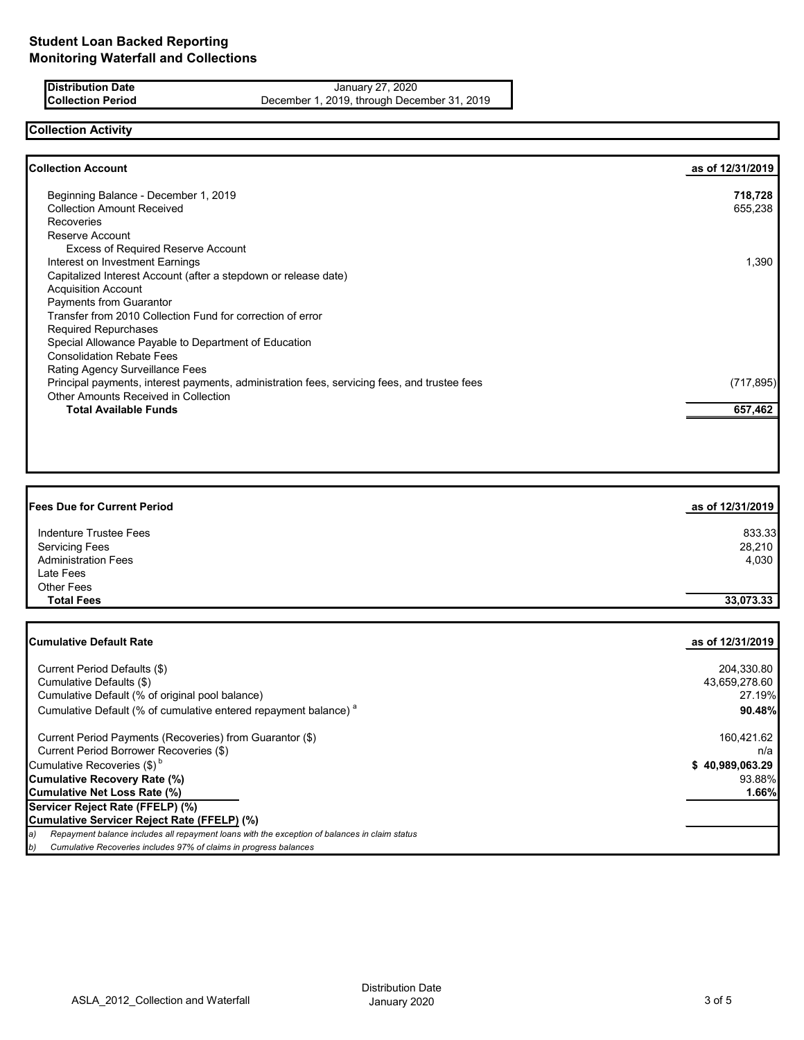# Student Loan Backed Reporting
# Monitoring Waterfall and Collections

| | |
|---|---|
| **Distribution Date** | January 27, 2020 |
| **Collection Period** | December 1, 2019, through December 31, 2019 |

## Collection Activity

| **Collection Account** | **as of 12/31/2019** |
|---|---|
| Beginning Balance - December 1, 2019 | **718,728** |
| Collection Amount Received | 655,238 |
| Recoveries | |
| Reserve Account | |
| Excess of Required Reserve Account | |
| Interest on Investment Earnings | 1,390 |
| Capitalized Interest Account (after a stepdown or release date) | |
| Acquisition Account | |
| Payments from Guarantor | |
| Transfer from 2010 Collection Fund for correction of error | |
| Required Repurchases | |
| Special Allowance Payable to Department of Education | |
| Consolidation Rebate Fees | |
| Rating Agency Surveillance Fees | |
| Principal payments, interest payments, administration fees, servicing fees, and trustee fees | (717,895) |
| Other Amounts Received in Collection | |
| **Total Available Funds** | **657,462** |

| **Fees Due for Current Period** | **as of 12/31/2019** |
|---|---|
| Indenture Trustee Fees | 833.33 |
| Servicing Fees | 28,210 |
| Administration Fees | 4,030 |
| Late Fees | |
| Other Fees | |
| **Total Fees** | **33,073.33** |

| **Cumulative Default Rate** | **as of 12/31/2019** |
|---|---|
| Current Period Defaults ($) | 204,330.80 |
| Cumulative Defaults ($) | 43,659,278.60 |
| Cumulative Default (% of original pool balance) | 27.19% |
| Cumulative Default (% of cumulative entered repayment balance) [a] | **90.48%** |
| Current Period Payments (Recoveries) from Guarantor ($) | 160,421.62 |
| Current Period Borrower Recoveries ($) | n/a |
| Cumulative Recoveries ($) [b] | **$ 40,989,063.29** |
| **Cumulative Recovery Rate (%)** | 93.88% |
| **Cumulative Net Loss Rate (%)** | **1.66%** |
| **Servicer Reject Rate (FFELP) (%)** | |
| **Cumulative Servicer Reject Rate (FFELP) (%)** | |

*a) Repayment balance includes all repayment loans with the exception of balances in claim status*

*b) Cumulative Recoveries includes 97% of claims in progress balances*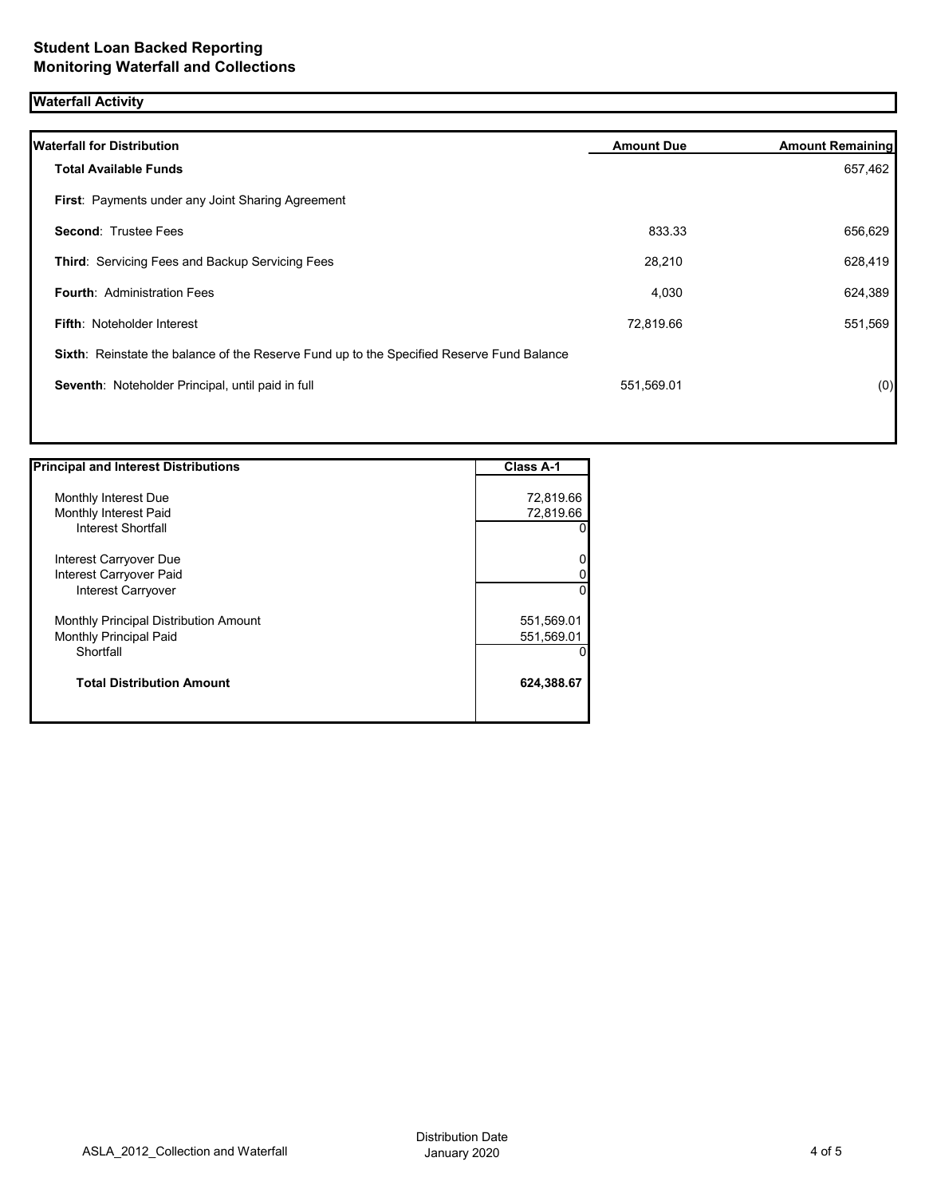# Student Loan Backed Reporting
# Monitoring Waterfall and Collections

## Waterfall Activity

| Waterfall for Distribution | Amount Due | Amount Remaining |
|---|---|---|
| **Total Available Funds** | | 657,462 |
| **First**: Payments under any Joint Sharing Agreement | | |
| **Second**: Trustee Fees | 833.33 | 656,629 |
| **Third**: Servicing Fees and Backup Servicing Fees | 28,210 | 628,419 |
| **Fourth**: Administration Fees | 4,030 | 624,389 |
| **Fifth**: Noteholder Interest | 72,819.66 | 551,569 |
| **Sixth**: Reinstate the balance of the Reserve Fund up to the Specified Reserve Fund Balance | | |
| **Seventh**: Noteholder Principal, until paid in full | 551,569.01 | (0) |

| Principal and Interest Distributions | Class A-1 |
|---|---|
| Monthly Interest Due | 72,819.66 |
| Monthly Interest Paid | 72,819.66 |
| Interest Shortfall | 0 |
| Interest Carryover Due | 0 |
| Interest Carryover Paid | 0 |
| Interest Carryover | 0 |
| Monthly Principal Distribution Amount | 551,569.01 |
| Monthly Principal Paid | 551,569.01 |
| Shortfall | 0 |
| **Total Distribution Amount** | **624,388.67** |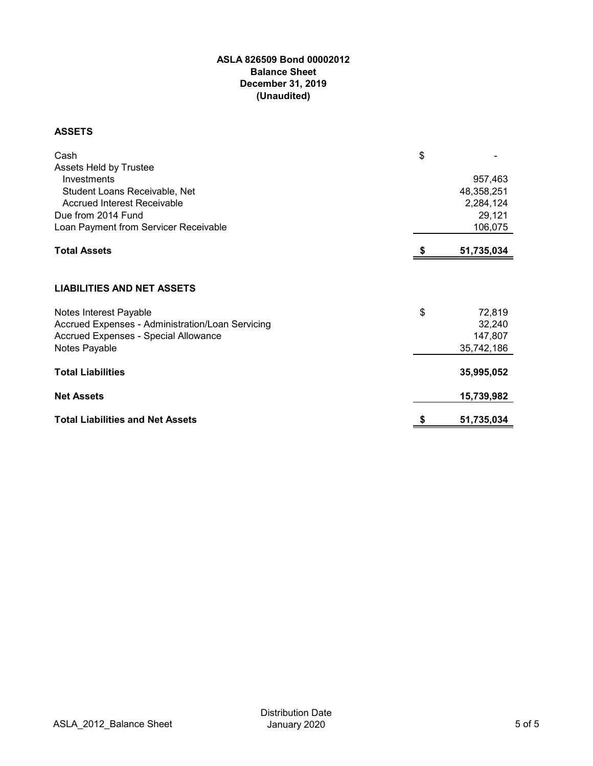**ASLA 826509 Bond 00002012**
**Balance Sheet**
**December 31, 2019**
**(Unaudited)**

**ASSETS**

| | | |
|---|---|---|
| Cash | $ | - |
| Assets Held by Trustee | | |
| Investments | | 957,463 |
| Student Loans Receivable, Net | | 48,358,251 |
| Accrued Interest Receivable | | 2,284,124 |
| Due from 2014 Fund | | 29,121 |
| Loan Payment from Servicer Receivable | | 106,075 |
| **Total Assets** | **$** | **51,735,034** |

**LIABILITIES AND NET ASSETS**

| | | |
|---|---|---|
| Notes Interest Payable | $ | 72,819 |
| Accrued Expenses - Administration/Loan Servicing | | 32,240 |
| Accrued Expenses - Special Allowance | | 147,807 |
| Notes Payable | | 35,742,186 |
| **Total Liabilities** | | **35,995,052** |
| **Net Assets** | | **15,739,982** |
| **Total Liabilities and Net Assets** | **$** | **51,735,034** |